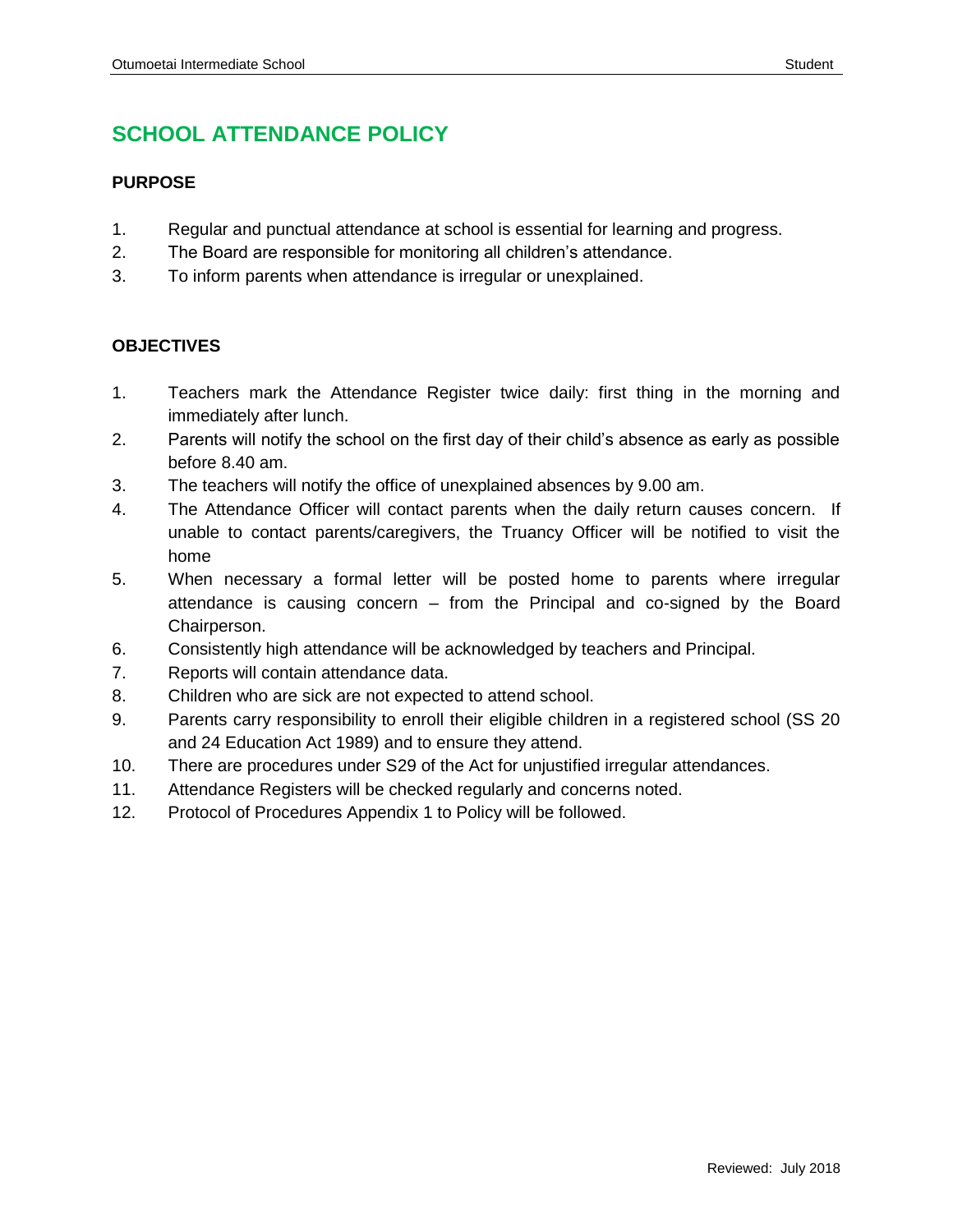# SCHOOL ATTENDANCE POLICY

## PURPOSE

1. Regular and punctual attendance at school is essential for learning and progress.
2. The Board are responsible for monitoring all children's attendance.
3. To inform parents when attendance is irregular or unexplained.

## OBJECTIVES

1. Teachers mark the Attendance Register twice daily: first thing in the morning and immediately after lunch.
2. Parents will notify the school on the first day of their child's absence as early as possible before 8.40 am.
3. The teachers will notify the office of unexplained absences by 9.00 am.
4. The Attendance Officer will contact parents when the daily return causes concern. If unable to contact parents/caregivers, the Truancy Officer will be notified to visit the home
5. When necessary a formal letter will be posted home to parents where irregular attendance is causing concern – from the Principal and co-signed by the Board Chairperson.
6. Consistently high attendance will be acknowledged by teachers and Principal.
7. Reports will contain attendance data.
8. Children who are sick are not expected to attend school.
9. Parents carry responsibility to enroll their eligible children in a registered school (SS 20 and 24 Education Act 1989) and to ensure they attend.
10. There are procedures under S29 of the Act for unjustified irregular attendances.
11. Attendance Registers will be checked regularly and concerns noted.
12. Protocol of Procedures Appendix 1 to Policy will be followed.

Reviewed: July 2018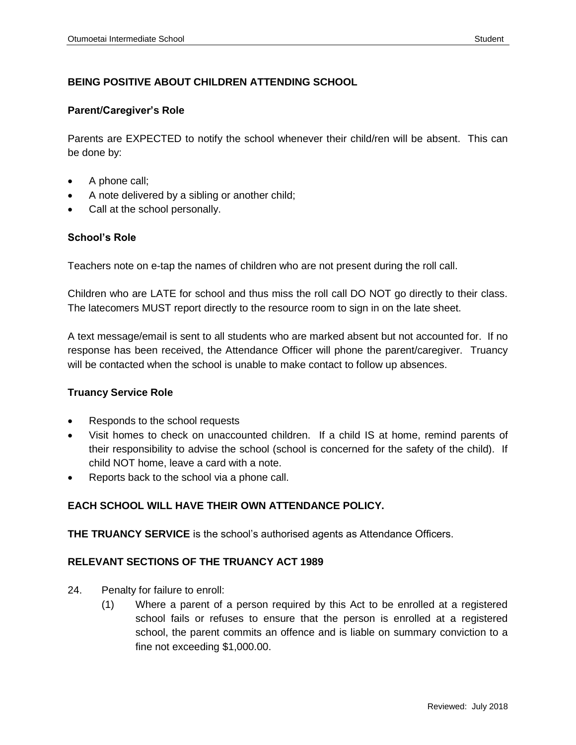## BEING POSITIVE ABOUT CHILDREN ATTENDING SCHOOL

### Parent/Caregiver's Role

Parents are EXPECTED to notify the school whenever their child/ren will be absent. This can be done by:

- A phone call;
- A note delivered by a sibling or another child;
- Call at the school personally.

### School's Role

Teachers note on e-tap the names of children who are not present during the roll call.

Children who are LATE for school and thus miss the roll call DO NOT go directly to their class. The latecomers MUST report directly to the resource room to sign in on the late sheet.

A text message/email is sent to all students who are marked absent but not accounted for. If no response has been received, the Attendance Officer will phone the parent/caregiver. Truancy will be contacted when the school is unable to make contact to follow up absences.

### Truancy Service Role

- Responds to the school requests
- Visit homes to check on unaccounted children. If a child IS at home, remind parents of their responsibility to advise the school (school is concerned for the safety of the child). If child NOT home, leave a card with a note.
- Reports back to the school via a phone call.

**EACH SCHOOL WILL HAVE THEIR OWN ATTENDANCE POLICY.**

**THE TRUANCY SERVICE** is the school's authorised agents as Attendance Officers.

### RELEVANT SECTIONS OF THE TRUANCY ACT 1989

24. Penalty for failure to enroll:
    (1) Where a parent of a person required by this Act to be enrolled at a registered school fails or refuses to ensure that the person is enrolled at a registered school, the parent commits an offence and is liable on summary conviction to a fine not exceeding $1,000.00.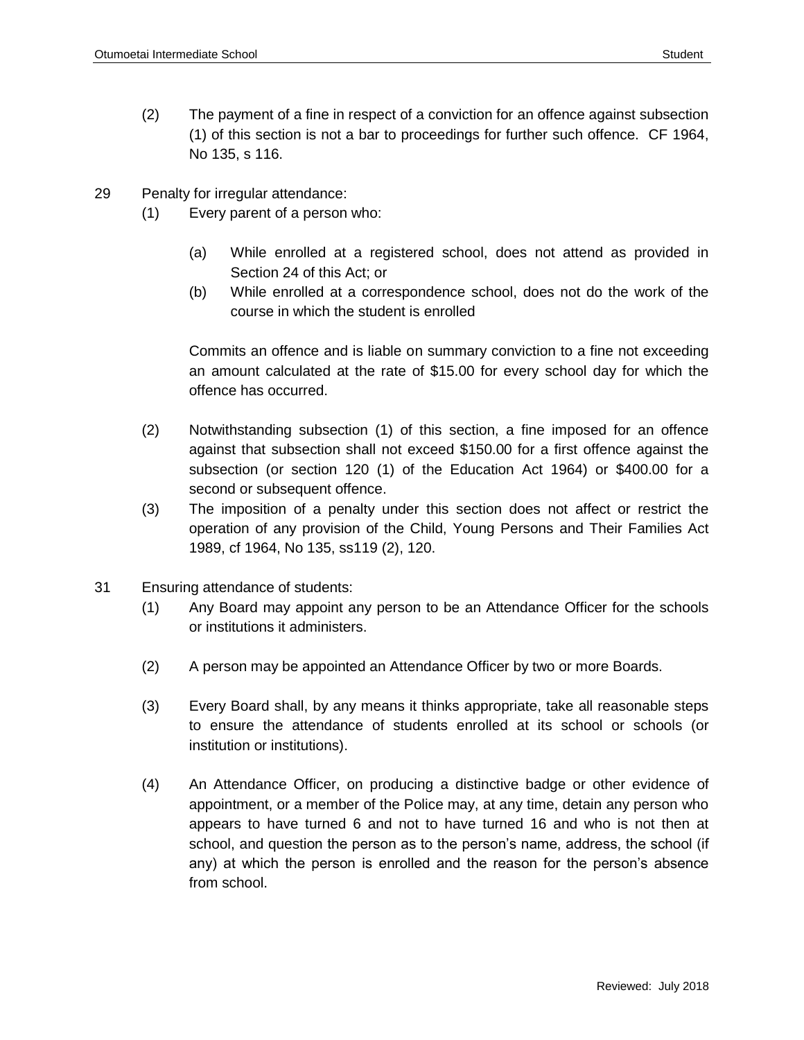(2) The payment of a fine in respect of a conviction for an offence against subsection (1) of this section is not a bar to proceedings for further such offence. CF 1964, No 135, s 116.

29 Penalty for irregular attendance:

(1) Every parent of a person who:

(a) While enrolled at a registered school, does not attend as provided in Section 24 of this Act; or

(b) While enrolled at a correspondence school, does not do the work of the course in which the student is enrolled

Commits an offence and is liable on summary conviction to a fine not exceeding an amount calculated at the rate of $15.00 for every school day for which the offence has occurred.

(2) Notwithstanding subsection (1) of this section, a fine imposed for an offence against that subsection shall not exceed $150.00 for a first offence against the subsection (or section 120 (1) of the Education Act 1964) or $400.00 for a second or subsequent offence.

(3) The imposition of a penalty under this section does not affect or restrict the operation of any provision of the Child, Young Persons and Their Families Act 1989, cf 1964, No 135, ss119 (2), 120.

31 Ensuring attendance of students:

(1) Any Board may appoint any person to be an Attendance Officer for the schools or institutions it administers.

(2) A person may be appointed an Attendance Officer by two or more Boards.

(3) Every Board shall, by any means it thinks appropriate, take all reasonable steps to ensure the attendance of students enrolled at its school or schools (or institution or institutions).

(4) An Attendance Officer, on producing a distinctive badge or other evidence of appointment, or a member of the Police may, at any time, detain any person who appears to have turned 6 and not to have turned 16 and who is not then at school, and question the person as to the person's name, address, the school (if any) at which the person is enrolled and the reason for the person's absence from school.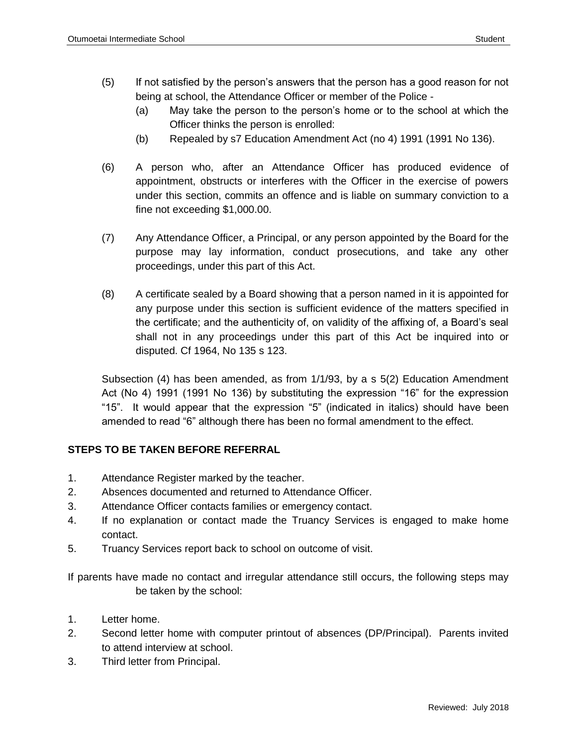(5) If not satisfied by the person's answers that the person has a good reason for not being at school, the Attendance Officer or member of the Police -
   (a) May take the person to the person's home or to the school at which the Officer thinks the person is enrolled:
   (b) Repealed by s7 Education Amendment Act (no 4) 1991 (1991 No 136).

(6) A person who, after an Attendance Officer has produced evidence of appointment, obstructs or interferes with the Officer in the exercise of powers under this section, commits an offence and is liable on summary conviction to a fine not exceeding $1,000.00.

(7) Any Attendance Officer, a Principal, or any person appointed by the Board for the purpose may lay information, conduct prosecutions, and take any other proceedings, under this part of this Act.

(8) A certificate sealed by a Board showing that a person named in it is appointed for any purpose under this section is sufficient evidence of the matters specified in the certificate; and the authenticity of, on validity of the affixing of, a Board's seal shall not in any proceedings under this part of this Act be inquired into or disputed. Cf 1964, No 135 s 123.

Subsection (4) has been amended, as from 1/1/93, by a s 5(2) Education Amendment Act (No 4) 1991 (1991 No 136) by substituting the expression "16" for the expression "15". It would appear that the expression "5" (indicated in italics) should have been amended to read "6" although there has been no formal amendment to the effect.

**STEPS TO BE TAKEN BEFORE REFERRAL**

1. Attendance Register marked by the teacher.
2. Absences documented and returned to Attendance Officer.
3. Attendance Officer contacts families or emergency contact.
4. If no explanation or contact made the Truancy Services is engaged to make home contact.
5. Truancy Services report back to school on outcome of visit.

If parents have made no contact and irregular attendance still occurs, the following steps may be taken by the school:

1. Letter home.
2. Second letter home with computer printout of absences (DP/Principal). Parents invited to attend interview at school.
3. Third letter from Principal.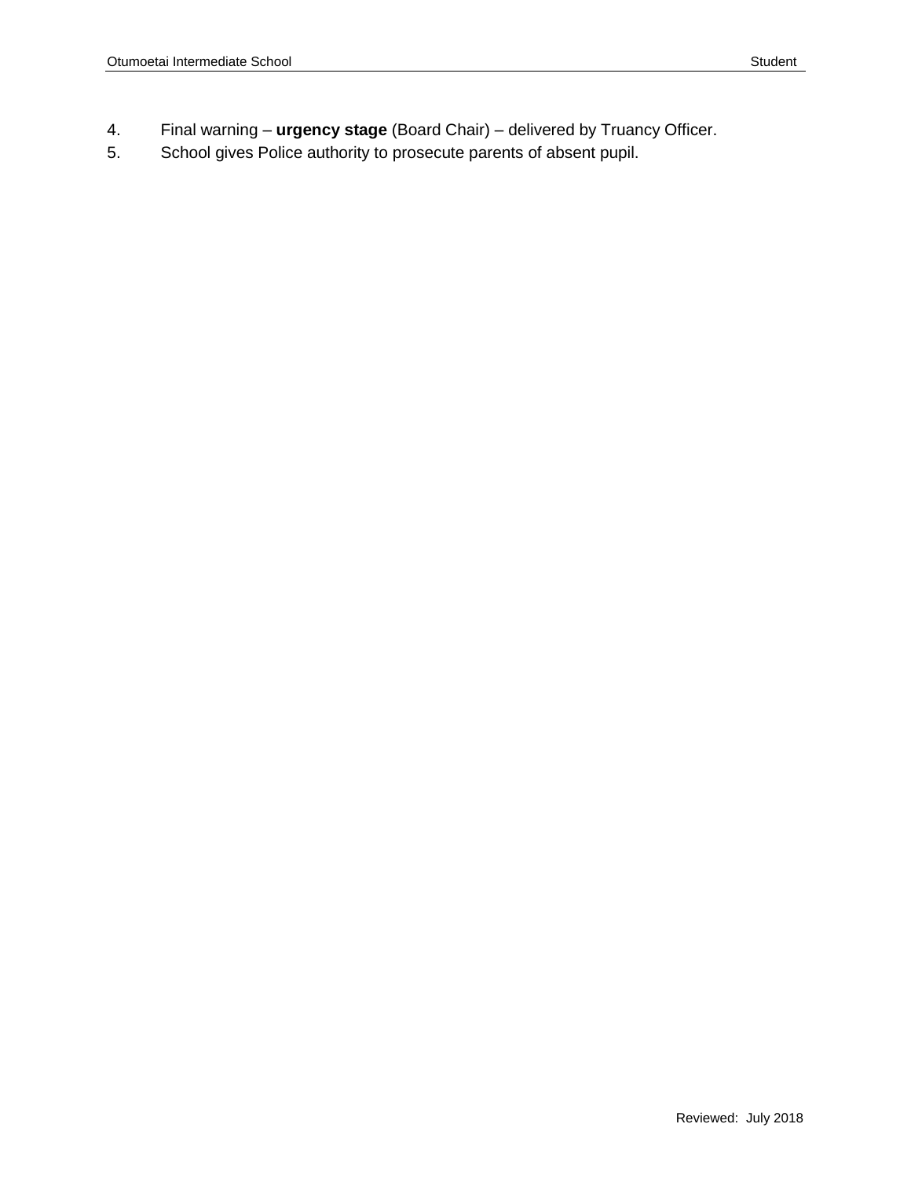4. Final warning – **urgency stage** (Board Chair) – delivered by Truancy Officer.
5. School gives Police authority to prosecute parents of absent pupil.

Reviewed: July 2018